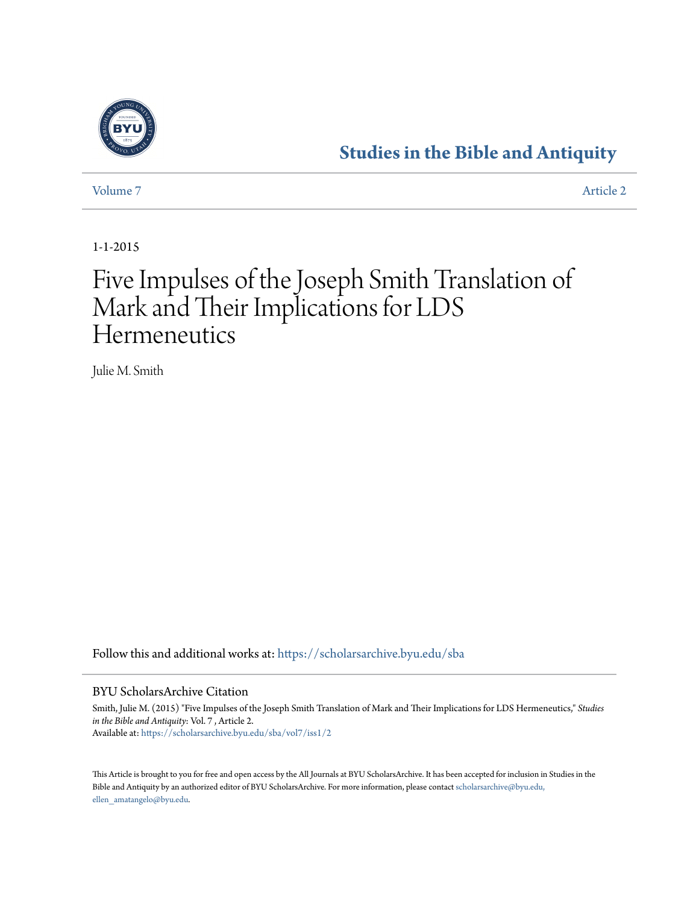# Studies in the Bible and Antiquity

Volume 7 | Article 2

1-1-2015

# Five Impulses of the Joseph Smith Translation of Mark and Their Implications for LDS Hermeneutics

Julie M. Smith

Follow this and additional works at: https://scholarsarchive.byu.edu/sba

## BYU ScholarsArchive Citation

Smith, Julie M. (2015) "Five Impulses of the Joseph Smith Translation of Mark and Their Implications for LDS Hermeneutics," *Studies in the Bible and Antiquity*: Vol. 7 , Article 2.
Available at: https://scholarsarchive.byu.edu/sba/vol7/iss1/2

This Article is brought to you for free and open access by the All Journals at BYU ScholarsArchive. It has been accepted for inclusion in Studies in the Bible and Antiquity by an authorized editor of BYU ScholarsArchive. For more information, please contact scholarsarchive@byu.edu, ellen_amatangelo@byu.edu.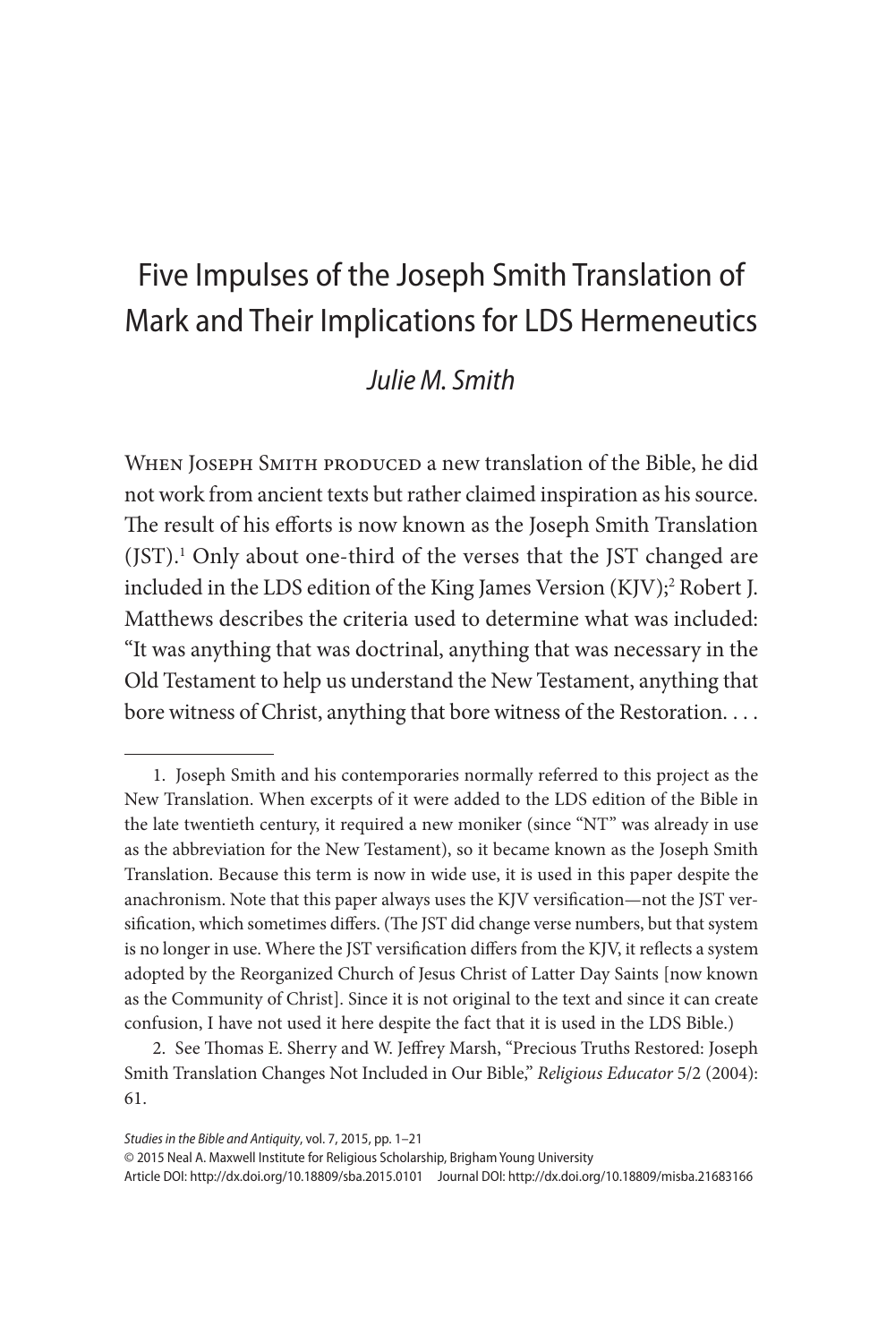# Five Impulses of the Joseph Smith Translation of Mark and Their Implications for LDS Hermeneutics

*Julie M. Smith*

When Joseph Smith produced a new translation of the Bible, he did not work from ancient texts but rather claimed inspiration as his source. The result of his efforts is now known as the Joseph Smith Translation (JST).[1] Only about one-third of the verses that the JST changed are included in the LDS edition of the King James Version (KJV);[2] Robert J. Matthews describes the criteria used to determine what was included: "It was anything that was doctrinal, anything that was necessary in the Old Testament to help us understand the New Testament, anything that bore witness of Christ, anything that bore witness of the Restoration. . . .

---

1. Joseph Smith and his contemporaries normally referred to this project as the New Translation. When excerpts of it were added to the LDS edition of the Bible in the late twentieth century, it required a new moniker (since "NT" was already in use as the abbreviation for the New Testament), so it became known as the Joseph Smith Translation. Because this term is now in wide use, it is used in this paper despite the anachronism. Note that this paper always uses the KJV versification—not the JST versification, which sometimes differs. (The JST did change verse numbers, but that system is no longer in use. Where the JST versification differs from the KJV, it reflects a system adopted by the Reorganized Church of Jesus Christ of Latter Day Saints [now known as the Community of Christ]. Since it is not original to the text and since it can create confusion, I have not used it here despite the fact that it is used in the LDS Bible.)

2. See Thomas E. Sherry and W. Jeffrey Marsh, "Precious Truths Restored: Joseph Smith Translation Changes Not Included in Our Bible," *Religious Educator* 5/2 (2004): 61.

*Studies in the Bible and Antiquity*, vol. 7, 2015, pp. 1–21
© 2015 Neal A. Maxwell Institute for Religious Scholarship, Brigham Young University
Article DOI: http://dx.doi.org/10.18809/sba.2015.0101 Journal DOI: http://dx.doi.org/10.18809/misba.21683166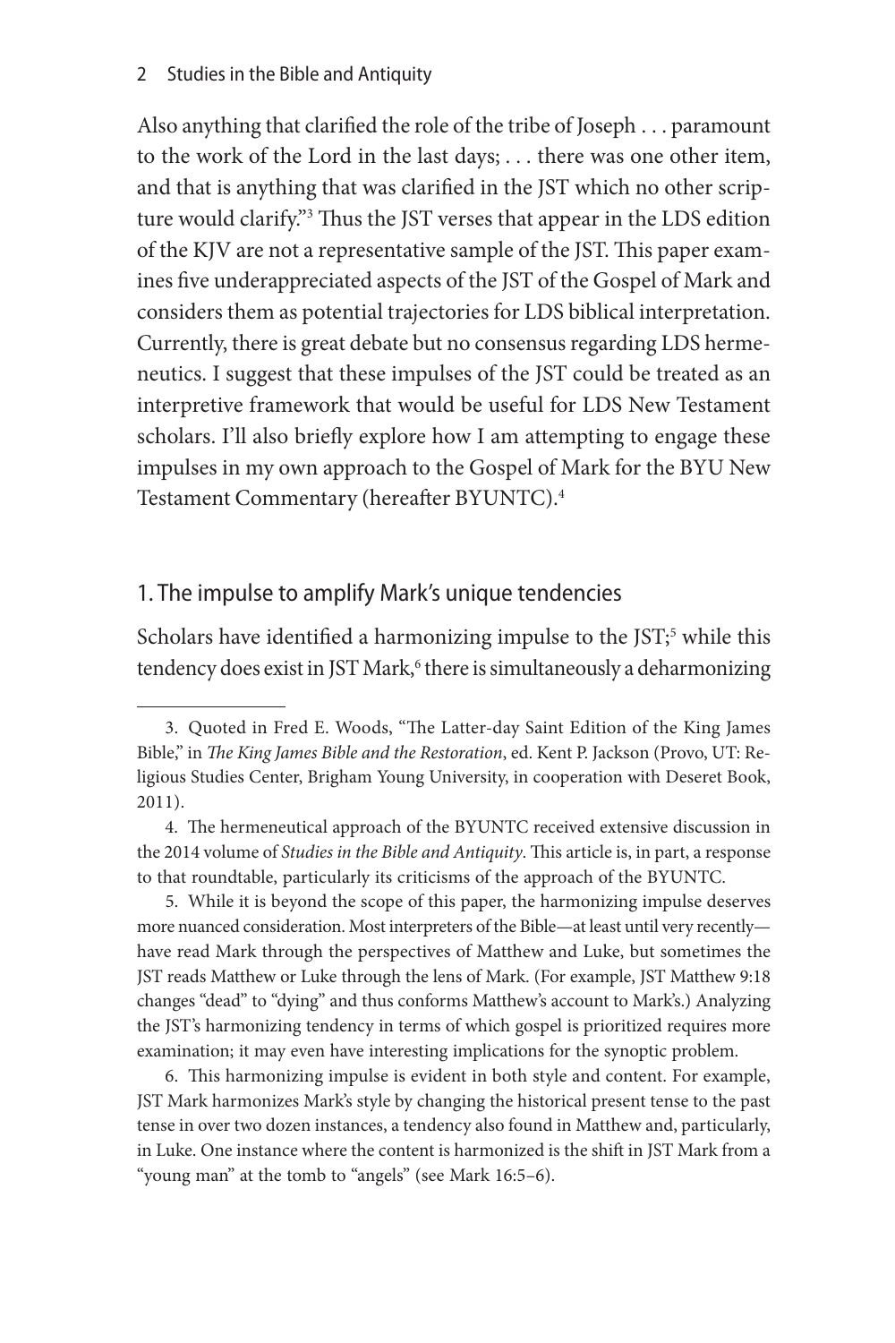Also anything that clarified the role of the tribe of Joseph . . . paramount to the work of the Lord in the last days; . . . there was one other item, and that is anything that was clarified in the JST which no other scripture would clarify."[3] Thus the JST verses that appear in the LDS edition of the KJV are not a representative sample of the JST. This paper examines five underappreciated aspects of the JST of the Gospel of Mark and considers them as potential trajectories for LDS biblical interpretation. Currently, there is great debate but no consensus regarding LDS hermeneutics. I suggest that these impulses of the JST could be treated as an interpretive framework that would be useful for LDS New Testament scholars. I'll also briefly explore how I am attempting to engage these impulses in my own approach to the Gospel of Mark for the BYU New Testament Commentary (hereafter BYUNTC).[4]

## 1. The impulse to amplify Mark's unique tendencies

Scholars have identified a harmonizing impulse to the JST;[5] while this tendency does exist in JST Mark,[6] there is simultaneously a deharmonizing

---

3. Quoted in Fred E. Woods, "The Latter-day Saint Edition of the King James Bible," in *The King James Bible and the Restoration*, ed. Kent P. Jackson (Provo, UT: Religious Studies Center, Brigham Young University, in cooperation with Deseret Book, 2011).

4. The hermeneutical approach of the BYUNTC received extensive discussion in the 2014 volume of *Studies in the Bible and Antiquity*. This article is, in part, a response to that roundtable, particularly its criticisms of the approach of the BYUNTC.

5. While it is beyond the scope of this paper, the harmonizing impulse deserves more nuanced consideration. Most interpreters of the Bible—at least until very recently—have read Mark through the perspectives of Matthew and Luke, but sometimes the JST reads Matthew or Luke through the lens of Mark. (For example, JST Matthew 9:18 changes "dead" to "dying" and thus conforms Matthew's account to Mark's.) Analyzing the JST's harmonizing tendency in terms of which gospel is prioritized requires more examination; it may even have interesting implications for the synoptic problem.

6. This harmonizing impulse is evident in both style and content. For example, JST Mark harmonizes Mark's style by changing the historical present tense to the past tense in over two dozen instances, a tendency also found in Matthew and, particularly, in Luke. One instance where the content is harmonized is the shift in JST Mark from a "young man" at the tomb to "angels" (see Mark 16:5–6).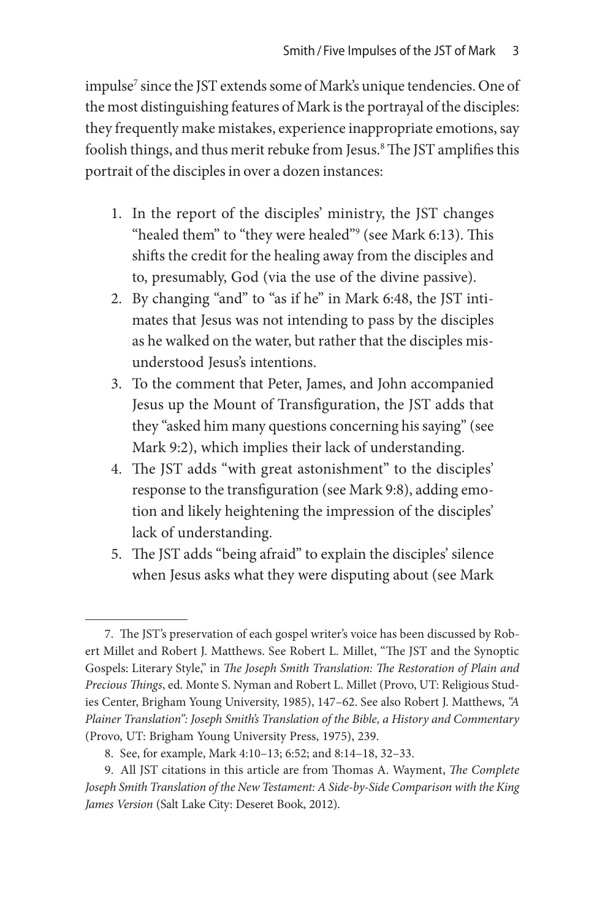impulse[7] since the JST extends some of Mark's unique tendencies. One of the most distinguishing features of Mark is the portrayal of the disciples: they frequently make mistakes, experience inappropriate emotions, say foolish things, and thus merit rebuke from Jesus.[8] The JST amplifies this portrait of the disciples in over a dozen instances:

1. In the report of the disciples' ministry, the JST changes "healed them" to "they were healed"[9] (see Mark 6:13). This shifts the credit for the healing away from the disciples and to, presumably, God (via the use of the divine passive).
2. By changing "and" to "as if he" in Mark 6:48, the JST intimates that Jesus was not intending to pass by the disciples as he walked on the water, but rather that the disciples misunderstood Jesus's intentions.
3. To the comment that Peter, James, and John accompanied Jesus up the Mount of Transfiguration, the JST adds that they "asked him many questions concerning his saying" (see Mark 9:2), which implies their lack of understanding.
4. The JST adds "with great astonishment" to the disciples' response to the transfiguration (see Mark 9:8), adding emotion and likely heightening the impression of the disciples' lack of understanding.
5. The JST adds "being afraid" to explain the disciples' silence when Jesus asks what they were disputing about (see Mark

---

7. The JST's preservation of each gospel writer's voice has been discussed by Robert Millet and Robert J. Matthews. See Robert L. Millet, "The JST and the Synoptic Gospels: Literary Style," in *The Joseph Smith Translation: The Restoration of Plain and Precious Things*, ed. Monte S. Nyman and Robert L. Millet (Provo, UT: Religious Studies Center, Brigham Young University, 1985), 147–62. See also Robert J. Matthews, *"A Plainer Translation": Joseph Smith's Translation of the Bible, a History and Commentary* (Provo, UT: Brigham Young University Press, 1975), 239.

8. See, for example, Mark 4:10–13; 6:52; and 8:14–18, 32–33.

9. All JST citations in this article are from Thomas A. Wayment, *The Complete Joseph Smith Translation of the New Testament: A Side-by-Side Comparison with the King James Version* (Salt Lake City: Deseret Book, 2012).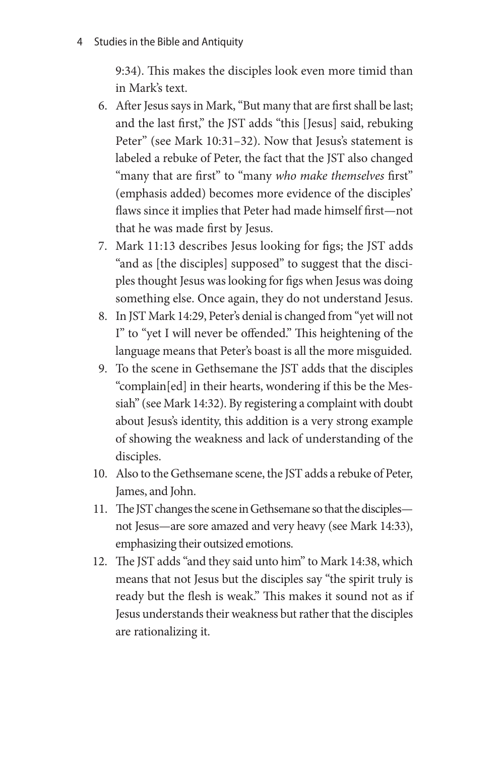9:34). This makes the disciples look even more timid than in Mark's text.

6. After Jesus says in Mark, "But many that are first shall be last; and the last first," the JST adds "this [Jesus] said, rebuking Peter" (see Mark 10:31–32). Now that Jesus's statement is labeled a rebuke of Peter, the fact that the JST also changed "many that are first" to "many *who make themselves* first" (emphasis added) becomes more evidence of the disciples' flaws since it implies that Peter had made himself first—not that he was made first by Jesus.
7. Mark 11:13 describes Jesus looking for figs; the JST adds "and as [the disciples] supposed" to suggest that the disciples thought Jesus was looking for figs when Jesus was doing something else. Once again, they do not understand Jesus.
8. In JST Mark 14:29, Peter's denial is changed from "yet will not I" to "yet I will never be offended." This heightening of the language means that Peter's boast is all the more misguided.
9. To the scene in Gethsemane the JST adds that the disciples "complain[ed] in their hearts, wondering if this be the Messiah" (see Mark 14:32). By registering a complaint with doubt about Jesus's identity, this addition is a very strong example of showing the weakness and lack of understanding of the disciples.
10. Also to the Gethsemane scene, the JST adds a rebuke of Peter, James, and John.
11. The JST changes the scene in Gethsemane so that the disciples—not Jesus—are sore amazed and very heavy (see Mark 14:33), emphasizing their outsized emotions.
12. The JST adds "and they said unto him" to Mark 14:38, which means that not Jesus but the disciples say "the spirit truly is ready but the flesh is weak." This makes it sound not as if Jesus understands their weakness but rather that the disciples are rationalizing it.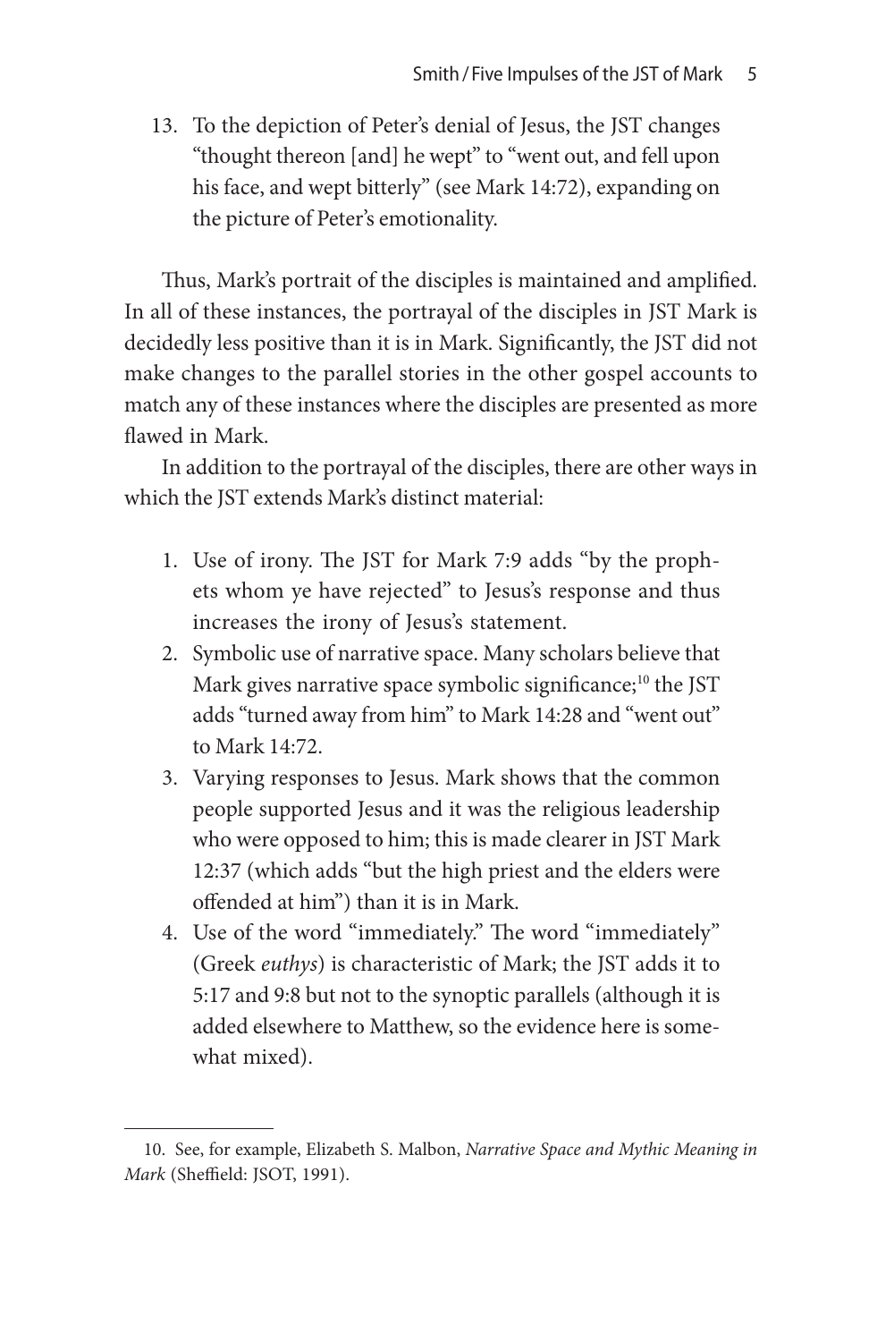13. To the depiction of Peter's denial of Jesus, the JST changes "thought thereon [and] he wept" to "went out, and fell upon his face, and wept bitterly" (see Mark 14:72), expanding on the picture of Peter's emotionality.

Thus, Mark's portrait of the disciples is maintained and amplified. In all of these instances, the portrayal of the disciples in JST Mark is decidedly less positive than it is in Mark. Significantly, the JST did not make changes to the parallel stories in the other gospel accounts to match any of these instances where the disciples are presented as more flawed in Mark.

In addition to the portrayal of the disciples, there are other ways in which the JST extends Mark's distinct material:

1. Use of irony. The JST for Mark 7:9 adds "by the prophets whom ye have rejected" to Jesus's response and thus increases the irony of Jesus's statement.
2. Symbolic use of narrative space. Many scholars believe that Mark gives narrative space symbolic significance;[10] the JST adds "turned away from him" to Mark 14:28 and "went out" to Mark 14:72.
3. Varying responses to Jesus. Mark shows that the common people supported Jesus and it was the religious leadership who were opposed to him; this is made clearer in JST Mark 12:37 (which adds "but the high priest and the elders were offended at him") than it is in Mark.
4. Use of the word "immediately." The word "immediately" (Greek *euthys*) is characteristic of Mark; the JST adds it to 5:17 and 9:8 but not to the synoptic parallels (although it is added elsewhere to Matthew, so the evidence here is somewhat mixed).

---

10. See, for example, Elizabeth S. Malbon, *Narrative Space and Mythic Meaning in Mark* (Sheffield: JSOT, 1991).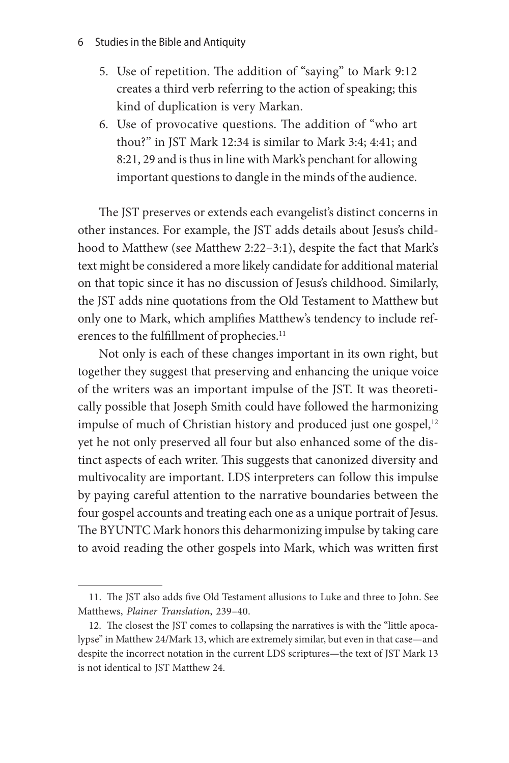5. Use of repetition. The addition of "saying" to Mark 9:12 creates a third verb referring to the action of speaking; this kind of duplication is very Markan.
6. Use of provocative questions. The addition of "who art thou?" in JST Mark 12:34 is similar to Mark 3:4; 4:41; and 8:21, 29 and is thus in line with Mark's penchant for allowing important questions to dangle in the minds of the audience.

The JST preserves or extends each evangelist's distinct concerns in other instances. For example, the JST adds details about Jesus's childhood to Matthew (see Matthew 2:22–3:1), despite the fact that Mark's text might be considered a more likely candidate for additional material on that topic since it has no discussion of Jesus's childhood. Similarly, the JST adds nine quotations from the Old Testament to Matthew but only one to Mark, which amplifies Matthew's tendency to include references to the fulfillment of prophecies.[11]

Not only is each of these changes important in its own right, but together they suggest that preserving and enhancing the unique voice of the writers was an important impulse of the JST. It was theoretically possible that Joseph Smith could have followed the harmonizing impulse of much of Christian history and produced just one gospel,[12] yet he not only preserved all four but also enhanced some of the distinct aspects of each writer. This suggests that canonized diversity and multivocality are important. LDS interpreters can follow this impulse by paying careful attention to the narrative boundaries between the four gospel accounts and treating each one as a unique portrait of Jesus. The BYUNTC Mark honors this deharmonizing impulse by taking care to avoid reading the other gospels into Mark, which was written first

---

11. The JST also adds five Old Testament allusions to Luke and three to John. See Matthews, *Plainer Translation*, 239–40.

12. The closest the JST comes to collapsing the narratives is with the "little apocalypse" in Matthew 24/Mark 13, which are extremely similar, but even in that case—and despite the incorrect notation in the current LDS scriptures—the text of JST Mark 13 is not identical to JST Matthew 24.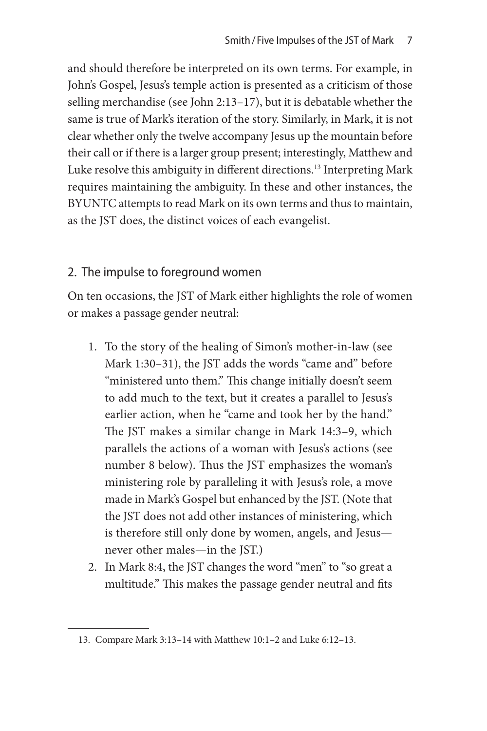and should therefore be interpreted on its own terms. For example, in John's Gospel, Jesus's temple action is presented as a criticism of those selling merchandise (see John 2:13–17), but it is debatable whether the same is true of Mark's iteration of the story. Similarly, in Mark, it is not clear whether only the twelve accompany Jesus up the mountain before their call or if there is a larger group present; interestingly, Matthew and Luke resolve this ambiguity in different directions.[13] Interpreting Mark requires maintaining the ambiguity. In these and other instances, the BYUNTC attempts to read Mark on its own terms and thus to maintain, as the JST does, the distinct voices of each evangelist.

## 2. The impulse to foreground women

On ten occasions, the JST of Mark either highlights the role of women or makes a passage gender neutral:

1. To the story of the healing of Simon's mother-in-law (see Mark 1:30–31), the JST adds the words "came and" before "ministered unto them." This change initially doesn't seem to add much to the text, but it creates a parallel to Jesus's earlier action, when he "came and took her by the hand." The JST makes a similar change in Mark 14:3–9, which parallels the actions of a woman with Jesus's actions (see number 8 below). Thus the JST emphasizes the woman's ministering role by paralleling it with Jesus's role, a move made in Mark's Gospel but enhanced by the JST. (Note that the JST does not add other instances of ministering, which is therefore still only done by women, angels, and Jesus—never other males—in the JST.)
2. In Mark 8:4, the JST changes the word "men" to "so great a multitude." This makes the passage gender neutral and fits

13. Compare Mark 3:13–14 with Matthew 10:1–2 and Luke 6:12–13.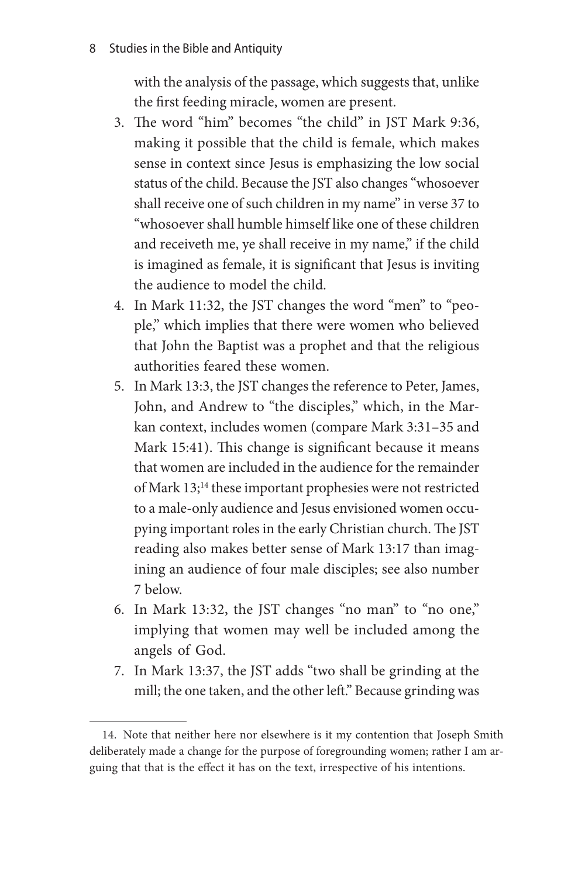with the analysis of the passage, which suggests that, unlike the first feeding miracle, women are present.

3. The word "him" becomes "the child" in JST Mark 9:36, making it possible that the child is female, which makes sense in context since Jesus is emphasizing the low social status of the child. Because the JST also changes "whosoever shall receive one of such children in my name" in verse 37 to "whosoever shall humble himself like one of these children and receiveth me, ye shall receive in my name," if the child is imagined as female, it is significant that Jesus is inviting the audience to model the child.
4. In Mark 11:32, the JST changes the word "men" to "people," which implies that there were women who believed that John the Baptist was a prophet and that the religious authorities feared these women.
5. In Mark 13:3, the JST changes the reference to Peter, James, John, and Andrew to "the disciples," which, in the Markan context, includes women (compare Mark 3:31–35 and Mark 15:41). This change is significant because it means that women are included in the audience for the remainder of Mark 13;[14] these important prophesies were not restricted to a male-only audience and Jesus envisioned women occupying important roles in the early Christian church. The JST reading also makes better sense of Mark 13:17 than imagining an audience of four male disciples; see also number 7 below.
6. In Mark 13:32, the JST changes "no man" to "no one," implying that women may well be included among the angels of God.
7. In Mark 13:37, the JST adds "two shall be grinding at the mill; the one taken, and the other left." Because grinding was

14. Note that neither here nor elsewhere is it my contention that Joseph Smith deliberately made a change for the purpose of foregrounding women; rather I am arguing that that is the effect it has on the text, irrespective of his intentions.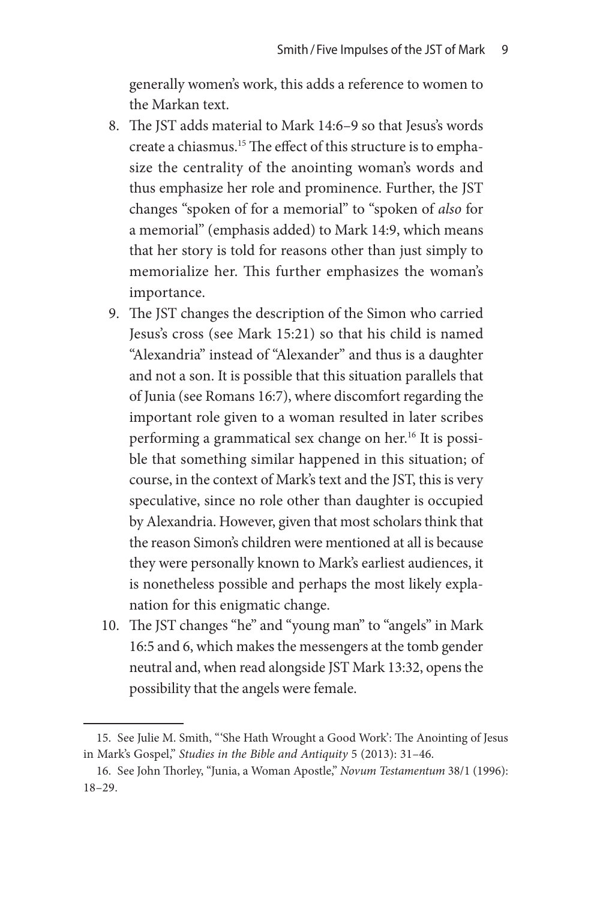generally women's work, this adds a reference to women to the Markan text.

8. The JST adds material to Mark 14:6–9 so that Jesus's words create a chiasmus.[15] The effect of this structure is to emphasize the centrality of the anointing woman's words and thus emphasize her role and prominence. Further, the JST changes "spoken of for a memorial" to "spoken of *also* for a memorial" (emphasis added) to Mark 14:9, which means that her story is told for reasons other than just simply to memorialize her. This further emphasizes the woman's importance.
9. The JST changes the description of the Simon who carried Jesus's cross (see Mark 15:21) so that his child is named "Alexandria" instead of "Alexander" and thus is a daughter and not a son. It is possible that this situation parallels that of Junia (see Romans 16:7), where discomfort regarding the important role given to a woman resulted in later scribes performing a grammatical sex change on her.[16] It is possible that something similar happened in this situation; of course, in the context of Mark's text and the JST, this is very speculative, since no role other than daughter is occupied by Alexandria. However, given that most scholars think that the reason Simon's children were mentioned at all is because they were personally known to Mark's earliest audiences, it is nonetheless possible and perhaps the most likely explanation for this enigmatic change.
10. The JST changes "he" and "young man" to "angels" in Mark 16:5 and 6, which makes the messengers at the tomb gender neutral and, when read alongside JST Mark 13:32, opens the possibility that the angels were female.

---

15. See Julie M. Smith, "'She Hath Wrought a Good Work': The Anointing of Jesus in Mark's Gospel," *Studies in the Bible and Antiquity* 5 (2013): 31–46.

16. See John Thorley, "Junia, a Woman Apostle," *Novum Testamentum* 38/1 (1996): 18–29.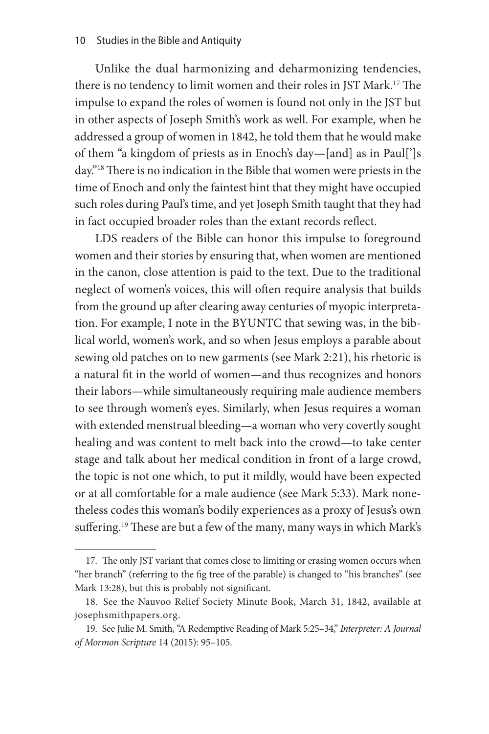Unlike the dual harmonizing and deharmonizing tendencies, there is no tendency to limit women and their roles in JST Mark.[17] The impulse to expand the roles of women is found not only in the JST but in other aspects of Joseph Smith's work as well. For example, when he addressed a group of women in 1842, he told them that he would make of them "a kingdom of priests as in Enoch's day—[and] as in Paul[']s day."[18] There is no indication in the Bible that women were priests in the time of Enoch and only the faintest hint that they might have occupied such roles during Paul's time, and yet Joseph Smith taught that they had in fact occupied broader roles than the extant records reflect.

LDS readers of the Bible can honor this impulse to foreground women and their stories by ensuring that, when women are mentioned in the canon, close attention is paid to the text. Due to the traditional neglect of women's voices, this will often require analysis that builds from the ground up after clearing away centuries of myopic interpretation. For example, I note in the BYUNTC that sewing was, in the biblical world, women's work, and so when Jesus employs a parable about sewing old patches on to new garments (see Mark 2:21), his rhetoric is a natural fit in the world of women—and thus recognizes and honors their labors—while simultaneously requiring male audience members to see through women's eyes. Similarly, when Jesus requires a woman with extended menstrual bleeding—a woman who very covertly sought healing and was content to melt back into the crowd—to take center stage and talk about her medical condition in front of a large crowd, the topic is not one which, to put it mildly, would have been expected or at all comfortable for a male audience (see Mark 5:33). Mark nonetheless codes this woman's bodily experiences as a proxy of Jesus's own suffering.[19] These are but a few of the many, many ways in which Mark's

---

17. The only JST variant that comes close to limiting or erasing women occurs when "her branch" (referring to the fig tree of the parable) is changed to "his branches" (see Mark 13:28), but this is probably not significant.

18. See the Nauvoo Relief Society Minute Book, March 31, 1842, available at josephsmithpapers.org.

19. See Julie M. Smith, "A Redemptive Reading of Mark 5:25–34," *Interpreter: A Journal of Mormon Scripture* 14 (2015): 95–105.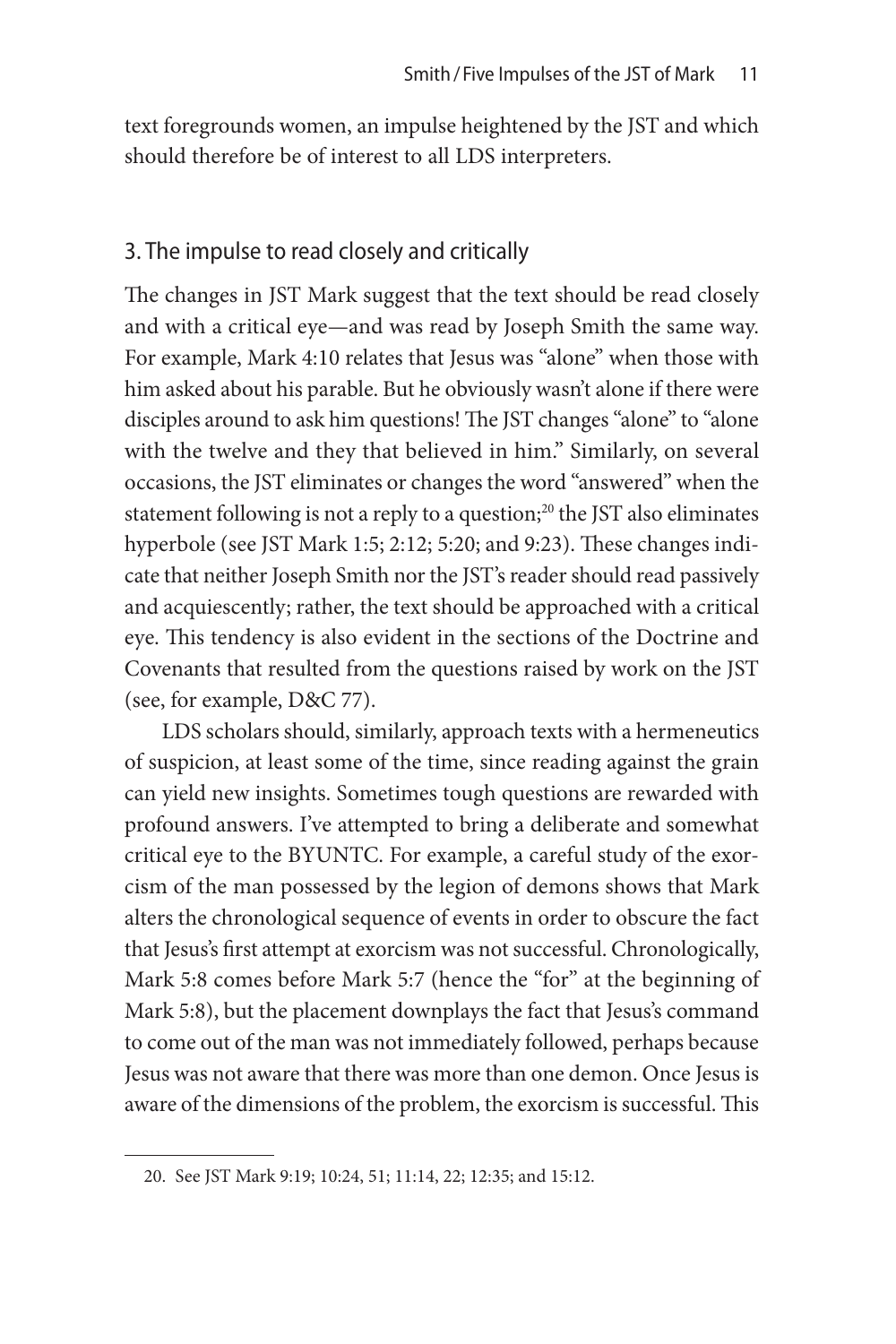text foregrounds women, an impulse heightened by the JST and which should therefore be of interest to all LDS interpreters.

## 3. The impulse to read closely and critically

The changes in JST Mark suggest that the text should be read closely and with a critical eye—and was read by Joseph Smith the same way. For example, Mark 4:10 relates that Jesus was "alone" when those with him asked about his parable. But he obviously wasn't alone if there were disciples around to ask him questions! The JST changes "alone" to "alone with the twelve and they that believed in him." Similarly, on several occasions, the JST eliminates or changes the word "answered" when the statement following is not a reply to a question;[20] the JST also eliminates hyperbole (see JST Mark 1:5; 2:12; 5:20; and 9:23). These changes indicate that neither Joseph Smith nor the JST's reader should read passively and acquiescently; rather, the text should be approached with a critical eye. This tendency is also evident in the sections of the Doctrine and Covenants that resulted from the questions raised by work on the JST (see, for example, D&C 77).

LDS scholars should, similarly, approach texts with a hermeneutics of suspicion, at least some of the time, since reading against the grain can yield new insights. Sometimes tough questions are rewarded with profound answers. I've attempted to bring a deliberate and somewhat critical eye to the BYUNTC. For example, a careful study of the exorcism of the man possessed by the legion of demons shows that Mark alters the chronological sequence of events in order to obscure the fact that Jesus's first attempt at exorcism was not successful. Chronologically, Mark 5:8 comes before Mark 5:7 (hence the "for" at the beginning of Mark 5:8), but the placement downplays the fact that Jesus's command to come out of the man was not immediately followed, perhaps because Jesus was not aware that there was more than one demon. Once Jesus is aware of the dimensions of the problem, the exorcism is successful. This

20. See JST Mark 9:19; 10:24, 51; 11:14, 22; 12:35; and 15:12.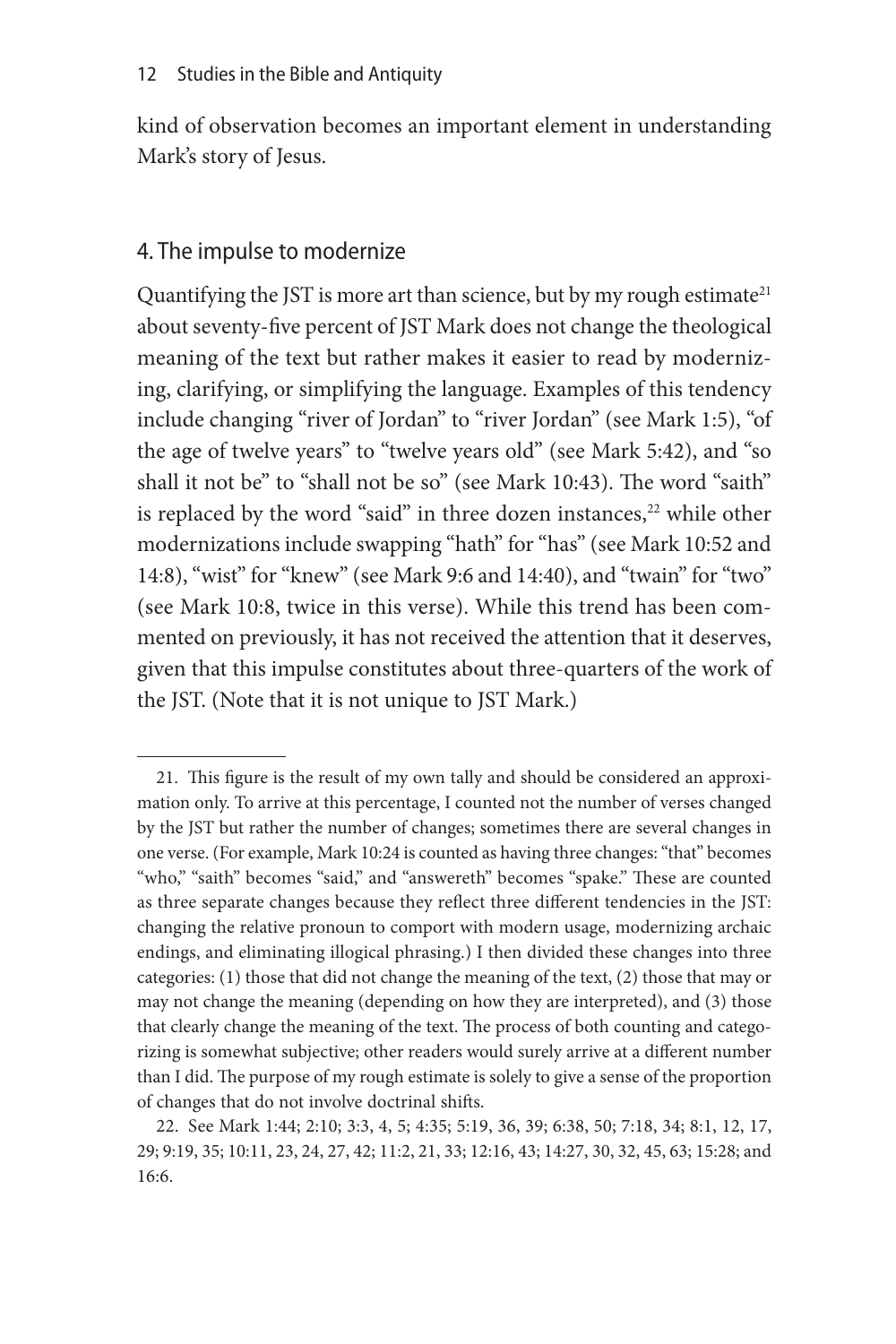kind of observation becomes an important element in understanding Mark's story of Jesus.

## 4. The impulse to modernize

Quantifying the JST is more art than science, but by my rough estimate[21] about seventy-five percent of JST Mark does not change the theological meaning of the text but rather makes it easier to read by modernizing, clarifying, or simplifying the language. Examples of this tendency include changing "river of Jordan" to "river Jordan" (see Mark 1:5), "of the age of twelve years" to "twelve years old" (see Mark 5:42), and "so shall it not be" to "shall not be so" (see Mark 10:43). The word "saith" is replaced by the word "said" in three dozen instances,[22] while other modernizations include swapping "hath" for "has" (see Mark 10:52 and 14:8), "wist" for "knew" (see Mark 9:6 and 14:40), and "twain" for "two" (see Mark 10:8, twice in this verse). While this trend has been commented on previously, it has not received the attention that it deserves, given that this impulse constitutes about three-quarters of the work of the JST. (Note that it is not unique to JST Mark.)

---

21. This figure is the result of my own tally and should be considered an approximation only. To arrive at this percentage, I counted not the number of verses changed by the JST but rather the number of changes; sometimes there are several changes in one verse. (For example, Mark 10:24 is counted as having three changes: "that" becomes "who," "saith" becomes "said," and "answereth" becomes "spake." These are counted as three separate changes because they reflect three different tendencies in the JST: changing the relative pronoun to comport with modern usage, modernizing archaic endings, and eliminating illogical phrasing.) I then divided these changes into three categories: (1) those that did not change the meaning of the text, (2) those that may or may not change the meaning (depending on how they are interpreted), and (3) those that clearly change the meaning of the text. The process of both counting and categorizing is somewhat subjective; other readers would surely arrive at a different number than I did. The purpose of my rough estimate is solely to give a sense of the proportion of changes that do not involve doctrinal shifts.

22. See Mark 1:44; 2:10; 3:3, 4, 5; 4:35; 5:19, 36, 39; 6:38, 50; 7:18, 34; 8:1, 12, 17, 29; 9:19, 35; 10:11, 23, 24, 27, 42; 11:2, 21, 33; 12:16, 43; 14:27, 30, 32, 45, 63; 15:28; and 16:6.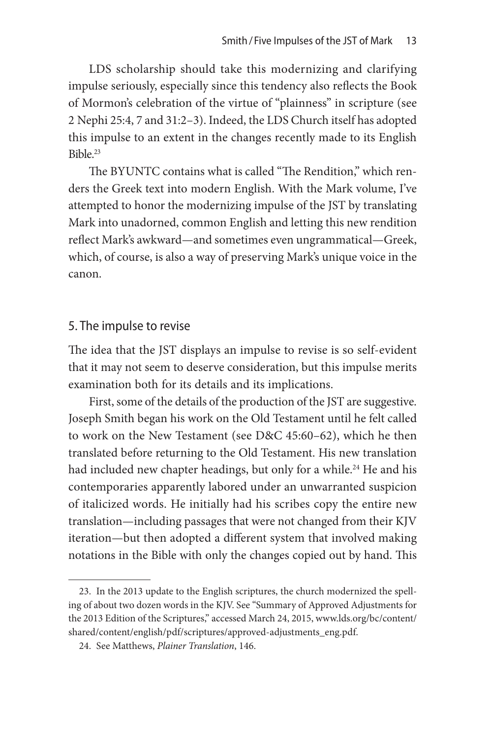LDS scholarship should take this modernizing and clarifying impulse seriously, especially since this tendency also reflects the Book of Mormon's celebration of the virtue of "plainness" in scripture (see 2 Nephi 25:4, 7 and 31:2–3). Indeed, the LDS Church itself has adopted this impulse to an extent in the changes recently made to its English Bible.[23]

The BYUNTC contains what is called "The Rendition," which renders the Greek text into modern English. With the Mark volume, I've attempted to honor the modernizing impulse of the JST by translating Mark into unadorned, common English and letting this new rendition reflect Mark's awkward—and sometimes even ungrammatical—Greek, which, of course, is also a way of preserving Mark's unique voice in the canon.

## 5. The impulse to revise

The idea that the JST displays an impulse to revise is so self-evident that it may not seem to deserve consideration, but this impulse merits examination both for its details and its implications.

First, some of the details of the production of the JST are suggestive. Joseph Smith began his work on the Old Testament until he felt called to work on the New Testament (see D&C 45:60–62), which he then translated before returning to the Old Testament. His new translation had included new chapter headings, but only for a while.[24] He and his contemporaries apparently labored under an unwarranted suspicion of italicized words. He initially had his scribes copy the entire new translation—including passages that were not changed from their KJV iteration—but then adopted a different system that involved making notations in the Bible with only the changes copied out by hand. This

---

23. In the 2013 update to the English scriptures, the church modernized the spelling of about two dozen words in the KJV. See "Summary of Approved Adjustments for the 2013 Edition of the Scriptures," accessed March 24, 2015, www.lds.org/bc/content/shared/content/english/pdf/scriptures/approved-adjustments_eng.pdf.

24. See Matthews, *Plainer Translation*, 146.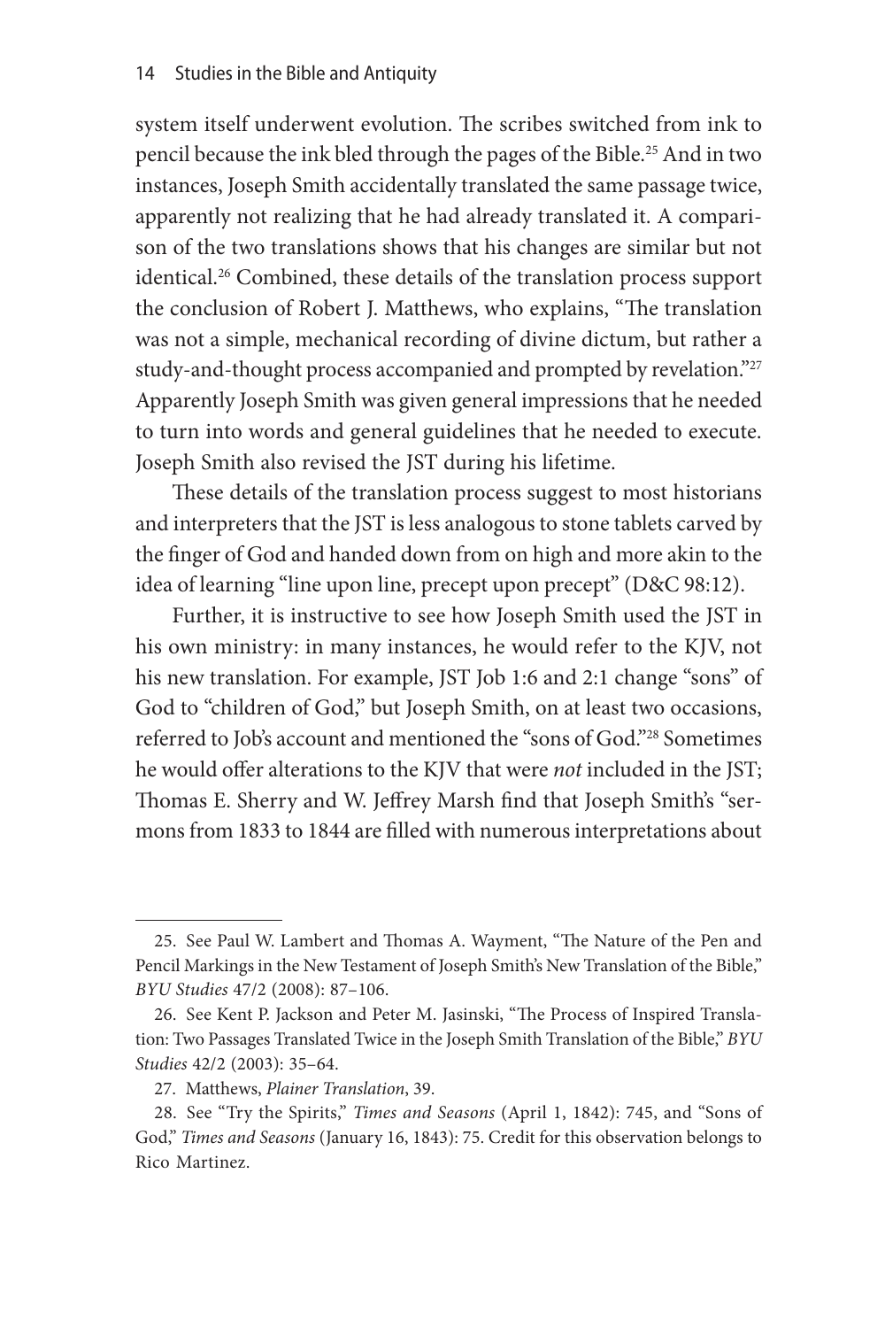system itself underwent evolution. The scribes switched from ink to pencil because the ink bled through the pages of the Bible.[25] And in two instances, Joseph Smith accidentally translated the same passage twice, apparently not realizing that he had already translated it. A comparison of the two translations shows that his changes are similar but not identical.[26] Combined, these details of the translation process support the conclusion of Robert J. Matthews, who explains, "The translation was not a simple, mechanical recording of divine dictum, but rather a study-and-thought process accompanied and prompted by revelation."[27] Apparently Joseph Smith was given general impressions that he needed to turn into words and general guidelines that he needed to execute. Joseph Smith also revised the JST during his lifetime.

These details of the translation process suggest to most historians and interpreters that the JST is less analogous to stone tablets carved by the finger of God and handed down from on high and more akin to the idea of learning "line upon line, precept upon precept" (D&C 98:12).

Further, it is instructive to see how Joseph Smith used the JST in his own ministry: in many instances, he would refer to the KJV, not his new translation. For example, JST Job 1:6 and 2:1 change "sons" of God to "children of God," but Joseph Smith, on at least two occasions, referred to Job's account and mentioned the "sons of God."[28] Sometimes he would offer alterations to the KJV that were *not* included in the JST; Thomas E. Sherry and W. Jeffrey Marsh find that Joseph Smith's "sermons from 1833 to 1844 are filled with numerous interpretations about

---

25. See Paul W. Lambert and Thomas A. Wayment, "The Nature of the Pen and Pencil Markings in the New Testament of Joseph Smith's New Translation of the Bible," *BYU Studies* 47/2 (2008): 87–106.

26. See Kent P. Jackson and Peter M. Jasinski, "The Process of Inspired Translation: Two Passages Translated Twice in the Joseph Smith Translation of the Bible," *BYU Studies* 42/2 (2003): 35–64.

27. Matthews, *Plainer Translation*, 39.

28. See "Try the Spirits," *Times and Seasons* (April 1, 1842): 745, and "Sons of God," *Times and Seasons* (January 16, 1843): 75. Credit for this observation belongs to Rico Martinez.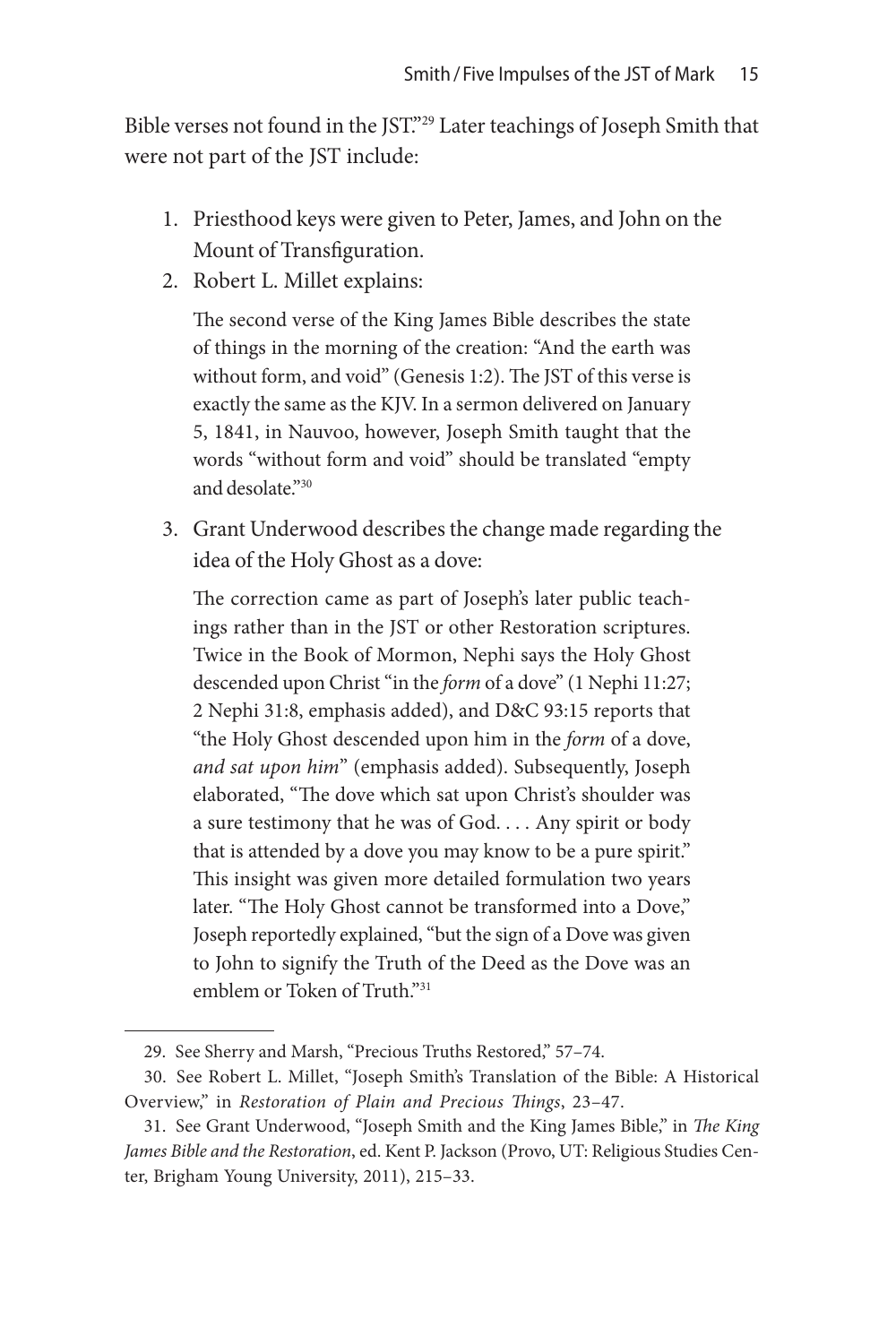Bible verses not found in the JST."[29] Later teachings of Joseph Smith that were not part of the JST include:

1. Priesthood keys were given to Peter, James, and John on the Mount of Transfiguration.
2. Robert L. Millet explains:

   The second verse of the King James Bible describes the state of things in the morning of the creation: "And the earth was without form, and void" (Genesis 1:2). The JST of this verse is exactly the same as the KJV. In a sermon delivered on January 5, 1841, in Nauvoo, however, Joseph Smith taught that the words "without form and void" should be translated "empty and desolate."[30]

3. Grant Underwood describes the change made regarding the idea of the Holy Ghost as a dove:

   The correction came as part of Joseph's later public teachings rather than in the JST or other Restoration scriptures. Twice in the Book of Mormon, Nephi says the Holy Ghost descended upon Christ "in the *form* of a dove" (1 Nephi 11:27; 2 Nephi 31:8, emphasis added), and D&C 93:15 reports that "the Holy Ghost descended upon him in the *form* of a dove, *and sat upon him*" (emphasis added). Subsequently, Joseph elaborated, "The dove which sat upon Christ's shoulder was a sure testimony that he was of God. . . . Any spirit or body that is attended by a dove you may know to be a pure spirit." This insight was given more detailed formulation two years later. "The Holy Ghost cannot be transformed into a Dove," Joseph reportedly explained, "but the sign of a Dove was given to John to signify the Truth of the Deed as the Dove was an emblem or Token of Truth."[31]

---

29. See Sherry and Marsh, "Precious Truths Restored," 57–74.

30. See Robert L. Millet, "Joseph Smith's Translation of the Bible: A Historical Overview," in *Restoration of Plain and Precious Things*, 23–47.

31. See Grant Underwood, "Joseph Smith and the King James Bible," in *The King James Bible and the Restoration*, ed. Kent P. Jackson (Provo, UT: Religious Studies Center, Brigham Young University, 2011), 215–33.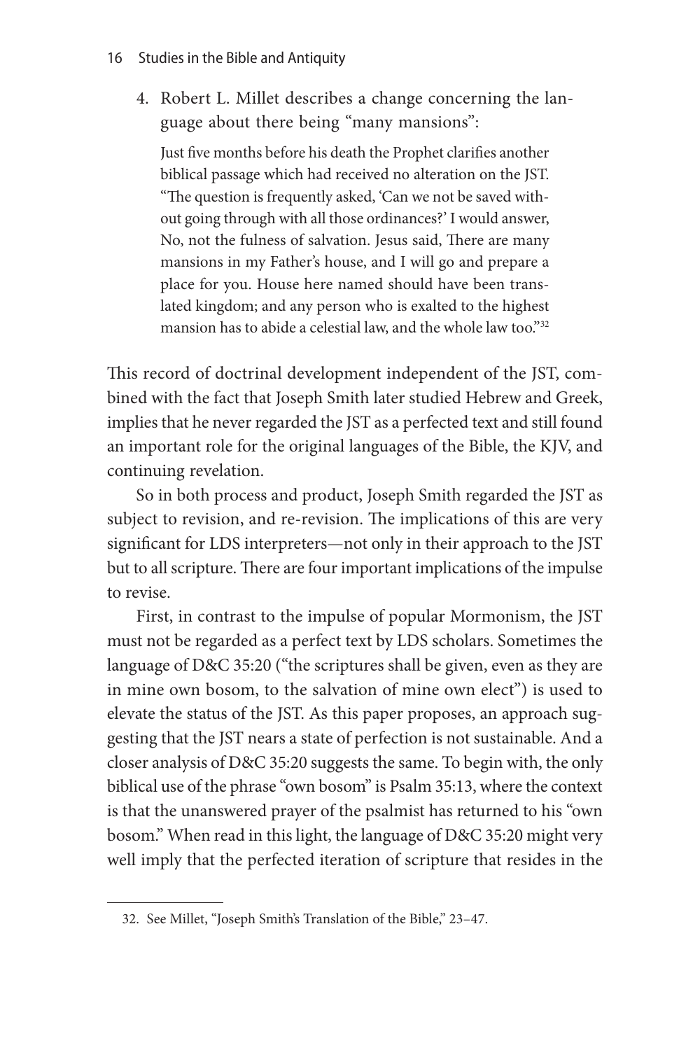4. Robert L. Millet describes a change concerning the language about there being "many mansions":

   > Just five months before his death the Prophet clarifies another biblical passage which had received no alteration on the JST. "The question is frequently asked, 'Can we not be saved without going through with all those ordinances?' I would answer, No, not the fulness of salvation. Jesus said, There are many mansions in my Father's house, and I will go and prepare a place for you. House here named should have been translated kingdom; and any person who is exalted to the highest mansion has to abide a celestial law, and the whole law too."[32]

This record of doctrinal development independent of the JST, combined with the fact that Joseph Smith later studied Hebrew and Greek, implies that he never regarded the JST as a perfected text and still found an important role for the original languages of the Bible, the KJV, and continuing revelation.

So in both process and product, Joseph Smith regarded the JST as subject to revision, and re-revision. The implications of this are very significant for LDS interpreters—not only in their approach to the JST but to all scripture. There are four important implications of the impulse to revise.

First, in contrast to the impulse of popular Mormonism, the JST must not be regarded as a perfect text by LDS scholars. Sometimes the language of D&C 35:20 ("the scriptures shall be given, even as they are in mine own bosom, to the salvation of mine own elect") is used to elevate the status of the JST. As this paper proposes, an approach suggesting that the JST nears a state of perfection is not sustainable. And a closer analysis of D&C 35:20 suggests the same. To begin with, the only biblical use of the phrase "own bosom" is Psalm 35:13, where the context is that the unanswered prayer of the psalmist has returned to his "own bosom." When read in this light, the language of D&C 35:20 might very well imply that the perfected iteration of scripture that resides in the

---

32. See Millet, "Joseph Smith's Translation of the Bible," 23–47.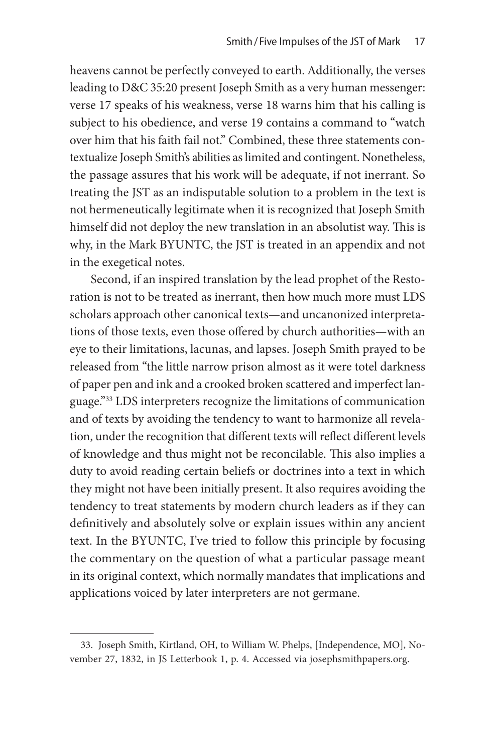heavens cannot be perfectly conveyed to earth. Additionally, the verses leading to D&C 35:20 present Joseph Smith as a very human messenger: verse 17 speaks of his weakness, verse 18 warns him that his calling is subject to his obedience, and verse 19 contains a command to "watch over him that his faith fail not." Combined, these three statements contextualize Joseph Smith's abilities as limited and contingent. Nonetheless, the passage assures that his work will be adequate, if not inerrant. So treating the JST as an indisputable solution to a problem in the text is not hermeneutically legitimate when it is recognized that Joseph Smith himself did not deploy the new translation in an absolutist way. This is why, in the Mark BYUNTC, the JST is treated in an appendix and not in the exegetical notes.

Second, if an inspired translation by the lead prophet of the Restoration is not to be treated as inerrant, then how much more must LDS scholars approach other canonical texts—and uncanonized interpretations of those texts, even those offered by church authorities—with an eye to their limitations, lacunas, and lapses. Joseph Smith prayed to be released from "the little narrow prison almost as it were totel darkness of paper pen and ink and a crooked broken scattered and imperfect language."[33] LDS interpreters recognize the limitations of communication and of texts by avoiding the tendency to want to harmonize all revelation, under the recognition that different texts will reflect different levels of knowledge and thus might not be reconcilable. This also implies a duty to avoid reading certain beliefs or doctrines into a text in which they might not have been initially present. It also requires avoiding the tendency to treat statements by modern church leaders as if they can definitively and absolutely solve or explain issues within any ancient text. In the BYUNTC, I've tried to follow this principle by focusing the commentary on the question of what a particular passage meant in its original context, which normally mandates that implications and applications voiced by later interpreters are not germane.

---

33. Joseph Smith, Kirtland, OH, to William W. Phelps, [Independence, MO], November 27, 1832, in JS Letterbook 1, p. 4. Accessed via josephsmithpapers.org.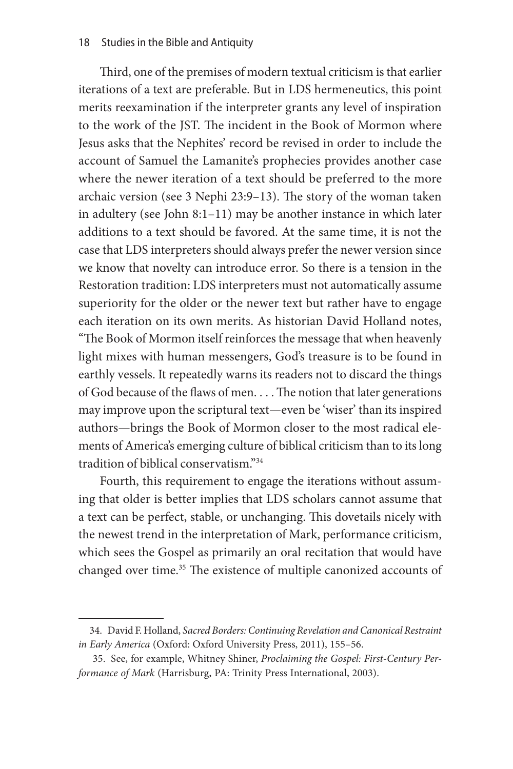Third, one of the premises of modern textual criticism is that earlier iterations of a text are preferable. But in LDS hermeneutics, this point merits reexamination if the interpreter grants any level of inspiration to the work of the JST. The incident in the Book of Mormon where Jesus asks that the Nephites' record be revised in order to include the account of Samuel the Lamanite's prophecies provides another case where the newer iteration of a text should be preferred to the more archaic version (see 3 Nephi 23:9–13). The story of the woman taken in adultery (see John 8:1–11) may be another instance in which later additions to a text should be favored. At the same time, it is not the case that LDS interpreters should always prefer the newer version since we know that novelty can introduce error. So there is a tension in the Restoration tradition: LDS interpreters must not automatically assume superiority for the older or the newer text but rather have to engage each iteration on its own merits. As historian David Holland notes, "The Book of Mormon itself reinforces the message that when heavenly light mixes with human messengers, God's treasure is to be found in earthly vessels. It repeatedly warns its readers not to discard the things of God because of the flaws of men. . . . The notion that later generations may improve upon the scriptural text—even be 'wiser' than its inspired authors—brings the Book of Mormon closer to the most radical elements of America's emerging culture of biblical criticism than to its long tradition of biblical conservatism."[34]

Fourth, this requirement to engage the iterations without assuming that older is better implies that LDS scholars cannot assume that a text can be perfect, stable, or unchanging. This dovetails nicely with the newest trend in the interpretation of Mark, performance criticism, which sees the Gospel as primarily an oral recitation that would have changed over time.[35] The existence of multiple canonized accounts of

34. David F. Holland, *Sacred Borders: Continuing Revelation and Canonical Restraint in Early America* (Oxford: Oxford University Press, 2011), 155–56.

35. See, for example, Whitney Shiner, *Proclaiming the Gospel: First-Century Performance of Mark* (Harrisburg, PA: Trinity Press International, 2003).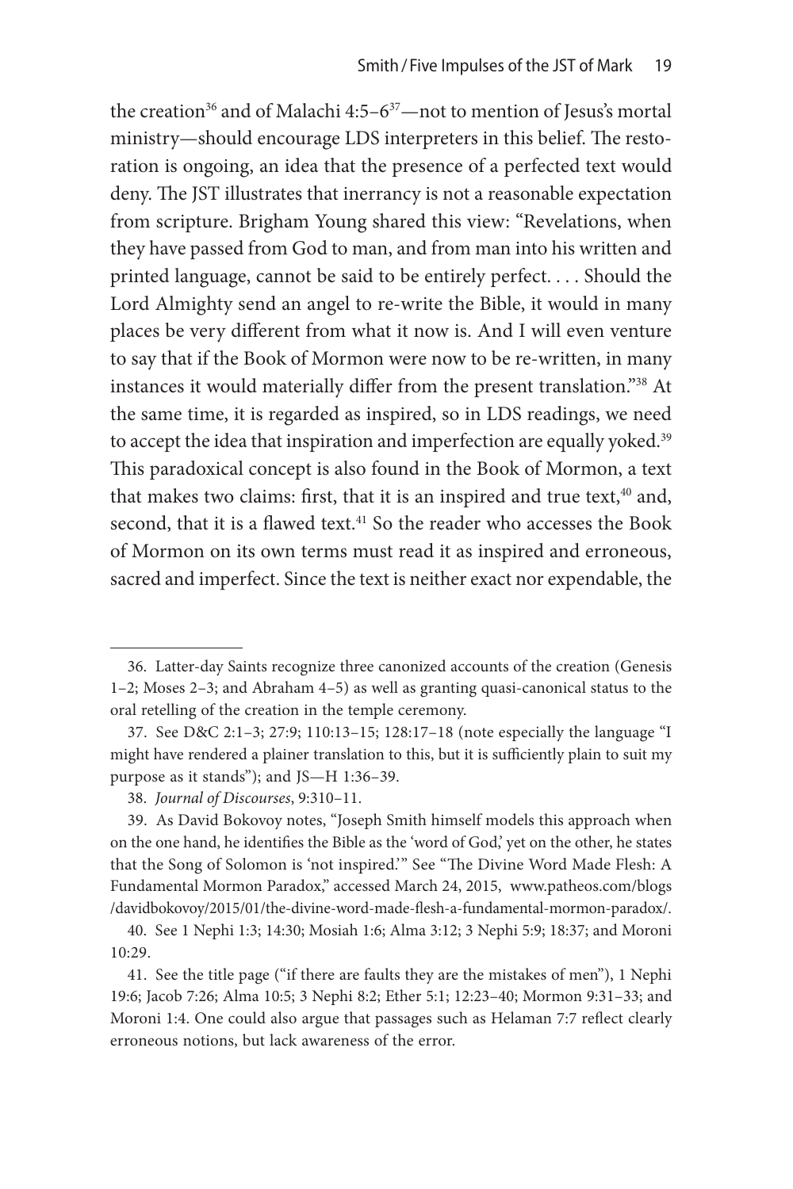the creation[36] and of Malachi 4:5–6[37]—not to mention of Jesus's mortal ministry—should encourage LDS interpreters in this belief. The restoration is ongoing, an idea that the presence of a perfected text would deny. The JST illustrates that inerrancy is not a reasonable expectation from scripture. Brigham Young shared this view: "Revelations, when they have passed from God to man, and from man into his written and printed language, cannot be said to be entirely perfect. . . . Should the Lord Almighty send an angel to re-write the Bible, it would in many places be very different from what it now is. And I will even venture to say that if the Book of Mormon were now to be re-written, in many instances it would materially differ from the present translation."[38] At the same time, it is regarded as inspired, so in LDS readings, we need to accept the idea that inspiration and imperfection are equally yoked.[39] This paradoxical concept is also found in the Book of Mormon, a text that makes two claims: first, that it is an inspired and true text,[40] and, second, that it is a flawed text.[41] So the reader who accesses the Book of Mormon on its own terms must read it as inspired and erroneous, sacred and imperfect. Since the text is neither exact nor expendable, the

---

36. Latter-day Saints recognize three canonized accounts of the creation (Genesis 1–2; Moses 2–3; and Abraham 4–5) as well as granting quasi-canonical status to the oral retelling of the creation in the temple ceremony.

37. See D&C 2:1–3; 27:9; 110:13–15; 128:17–18 (note especially the language "I might have rendered a plainer translation to this, but it is sufficiently plain to suit my purpose as it stands"); and JS—H 1:36–39.

38. *Journal of Discourses*, 9:310–11.

39. As David Bokovoy notes, "Joseph Smith himself models this approach when on the one hand, he identifies the Bible as the 'word of God,' yet on the other, he states that the Song of Solomon is 'not inspired.'" See "The Divine Word Made Flesh: A Fundamental Mormon Paradox," accessed March 24, 2015, www.patheos.com/blogs/davidbokovoy/2015/01/the-divine-word-made-flesh-a-fundamental-mormon-paradox/.

40. See 1 Nephi 1:3; 14:30; Mosiah 1:6; Alma 3:12; 3 Nephi 5:9; 18:37; and Moroni 10:29.

41. See the title page ("if there are faults they are the mistakes of men"), 1 Nephi 19:6; Jacob 7:26; Alma 10:5; 3 Nephi 8:2; Ether 5:1; 12:23–40; Mormon 9:31–33; and Moroni 1:4. One could also argue that passages such as Helaman 7:7 reflect clearly erroneous notions, but lack awareness of the error.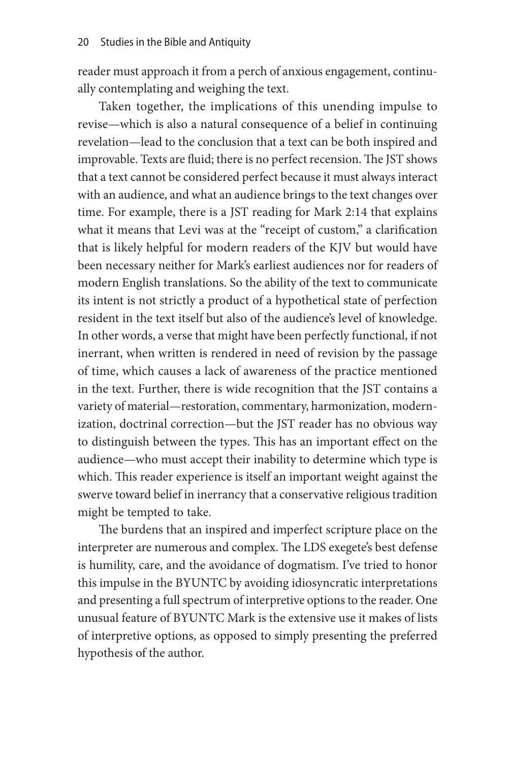reader must approach it from a perch of anxious engagement, continually contemplating and weighing the text.

Taken together, the implications of this unending impulse to revise—which is also a natural consequence of a belief in continuing revelation—lead to the conclusion that a text can be both inspired and improvable. Texts are fluid; there is no perfect recension. The JST shows that a text cannot be considered perfect because it must always interact with an audience, and what an audience brings to the text changes over time. For example, there is a JST reading for Mark 2:14 that explains what it means that Levi was at the "receipt of custom," a clarification that is likely helpful for modern readers of the KJV but would have been necessary neither for Mark's earliest audiences nor for readers of modern English translations. So the ability of the text to communicate its intent is not strictly a product of a hypothetical state of perfection resident in the text itself but also of the audience's level of knowledge. In other words, a verse that might have been perfectly functional, if not inerrant, when written is rendered in need of revision by the passage of time, which causes a lack of awareness of the practice mentioned in the text. Further, there is wide recognition that the JST contains a variety of material—restoration, commentary, harmonization, modernization, doctrinal correction—but the JST reader has no obvious way to distinguish between the types. This has an important effect on the audience—who must accept their inability to determine which type is which. This reader experience is itself an important weight against the swerve toward belief in inerrancy that a conservative religious tradition might be tempted to take.

The burdens that an inspired and imperfect scripture place on the interpreter are numerous and complex. The LDS exegete's best defense is humility, care, and the avoidance of dogmatism. I've tried to honor this impulse in the BYUNTC by avoiding idiosyncratic interpretations and presenting a full spectrum of interpretive options to the reader. One unusual feature of BYUNTC Mark is the extensive use it makes of lists of interpretive options, as opposed to simply presenting the preferred hypothesis of the author.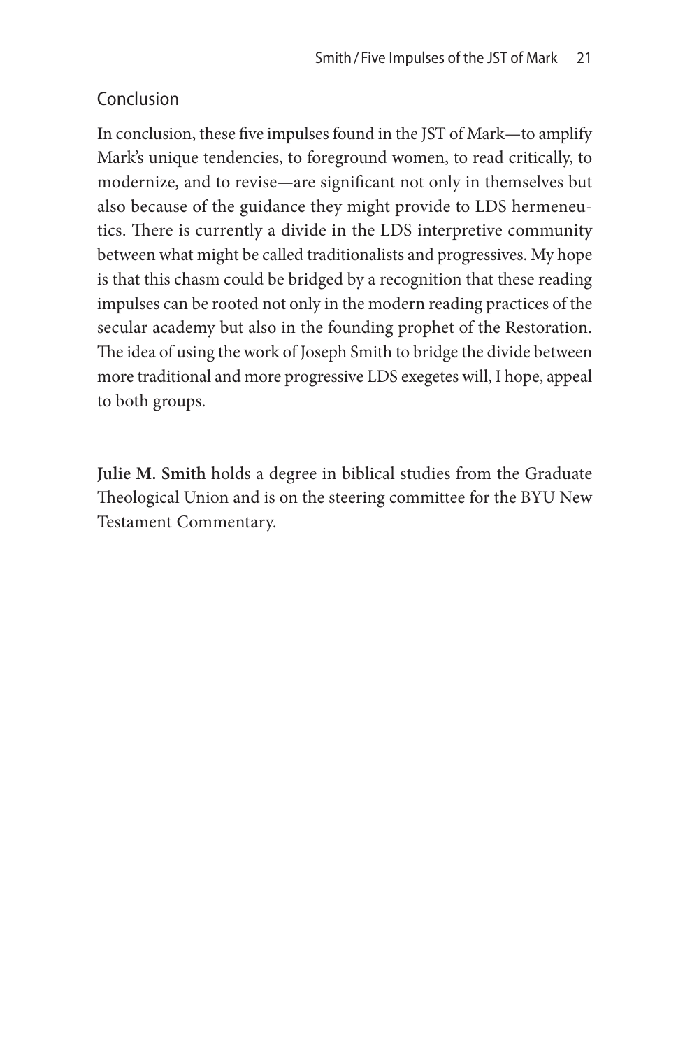## Conclusion

In conclusion, these five impulses found in the JST of Mark—to amplify Mark's unique tendencies, to foreground women, to read critically, to modernize, and to revise—are significant not only in themselves but also because of the guidance they might provide to LDS hermeneutics. There is currently a divide in the LDS interpretive community between what might be called traditionalists and progressives. My hope is that this chasm could be bridged by a recognition that these reading impulses can be rooted not only in the modern reading practices of the secular academy but also in the founding prophet of the Restoration. The idea of using the work of Joseph Smith to bridge the divide between more traditional and more progressive LDS exegetes will, I hope, appeal to both groups.

**Julie M. Smith** holds a degree in biblical studies from the Graduate Theological Union and is on the steering committee for the BYU New Testament Commentary.